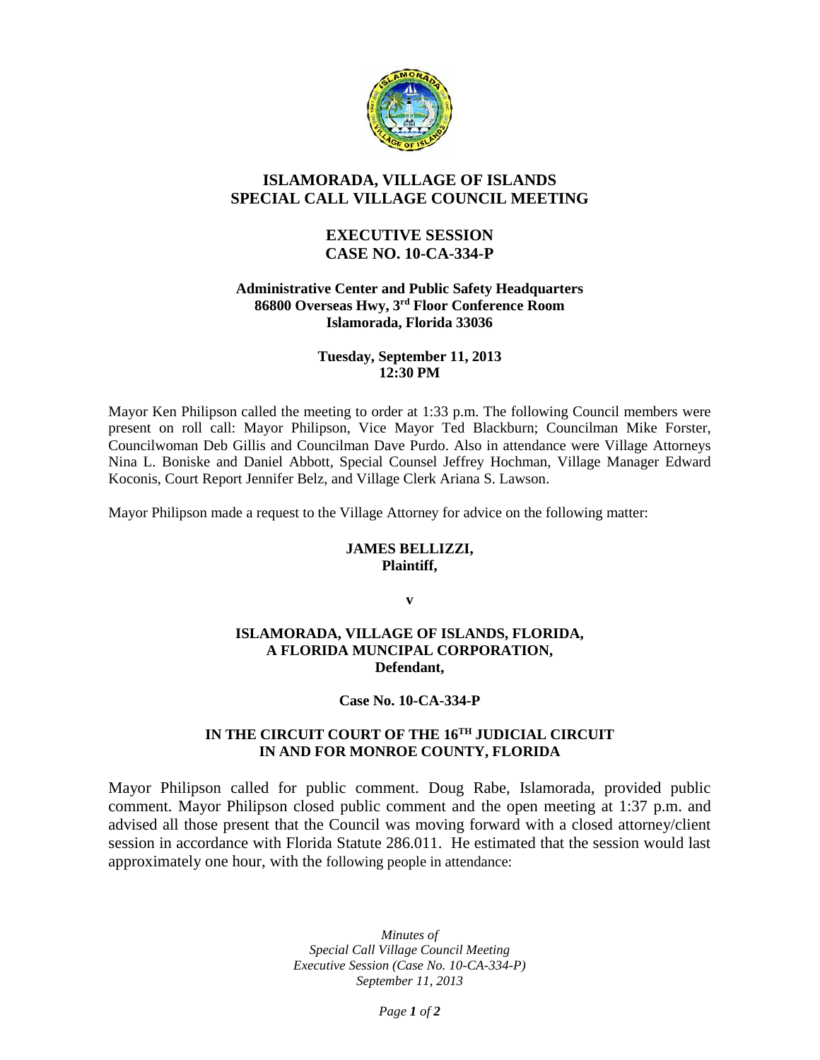# ISLAMORADA, VILLAGE OF ISLANDS
# SPECIAL CALL VILLAGE COUNCIL MEETING

## EXECUTIVE SESSION
## CASE NO. 10-CA-334-P

**Administrative Center and Public Safety Headquarters**
**86800 Overseas Hwy, 3rd Floor Conference Room**
**Islamorada, Florida 33036**

**Tuesday, September 11, 2013**
**12:30 PM**

Mayor Ken Philipson called the meeting to order at 1:33 p.m. The following Council members were present on roll call: Mayor Philipson, Vice Mayor Ted Blackburn; Councilman Mike Forster, Councilwoman Deb Gillis and Councilman Dave Purdo. Also in attendance were Village Attorneys Nina L. Boniske and Daniel Abbott, Special Counsel Jeffrey Hochman, Village Manager Edward Koconis, Court Report Jennifer Belz, and Village Clerk Ariana S. Lawson.

Mayor Philipson made a request to the Village Attorney for advice on the following matter:

**JAMES BELLIZZI,**
**Plaintiff,**

**v**

**ISLAMORADA, VILLAGE OF ISLANDS, FLORIDA,**
**A FLORIDA MUNCIPAL CORPORATION,**
**Defendant,**

**Case No. 10-CA-334-P**

**IN THE CIRCUIT COURT OF THE 16TH JUDICIAL CIRCUIT**
**IN AND FOR MONROE COUNTY, FLORIDA**

Mayor Philipson called for public comment. Doug Rabe, Islamorada, provided public comment. Mayor Philipson closed public comment and the open meeting at 1:37 p.m. and advised all those present that the Council was moving forward with a closed attorney/client session in accordance with Florida Statute 286.011. He estimated that the session would last approximately one hour, with the following people in attendance: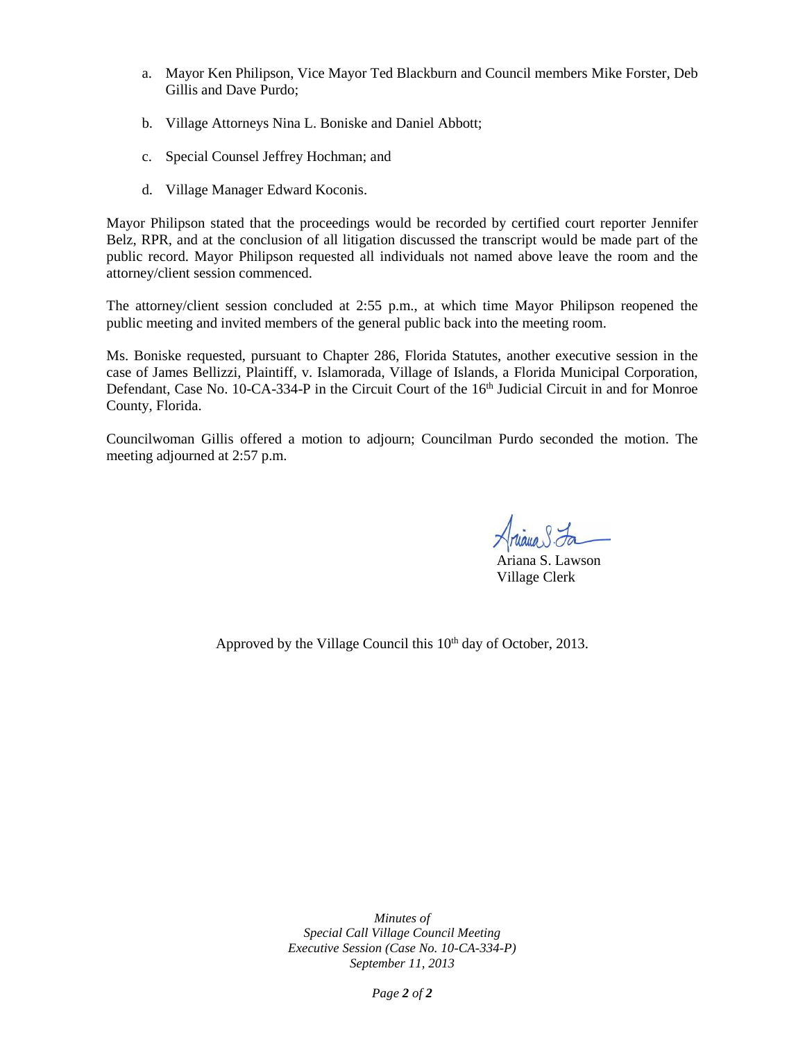a. Mayor Ken Philipson, Vice Mayor Ted Blackburn and Council members Mike Forster, Deb Gillis and Dave Purdo;

b. Village Attorneys Nina L. Boniske and Daniel Abbott;

c. Special Counsel Jeffrey Hochman; and

d. Village Manager Edward Koconis.

Mayor Philipson stated that the proceedings would be recorded by certified court reporter Jennifer Belz, RPR, and at the conclusion of all litigation discussed the transcript would be made part of the public record. Mayor Philipson requested all individuals not named above leave the room and the attorney/client session commenced.

The attorney/client session concluded at 2:55 p.m., at which time Mayor Philipson reopened the public meeting and invited members of the general public back into the meeting room.

Ms. Boniske requested, pursuant to Chapter 286, Florida Statutes, another executive session in the case of James Bellizzi, Plaintiff, v. Islamorada, Village of Islands, a Florida Municipal Corporation, Defendant, Case No. 10-CA-334-P in the Circuit Court of the 16th Judicial Circuit in and for Monroe County, Florida.

Councilwoman Gillis offered a motion to adjourn; Councilman Purdo seconded the motion. The meeting adjourned at 2:57 p.m.

Ariana S. Lawson
Village Clerk

Approved by the Village Council this 10th day of October, 2013.

*Minutes of*
*Special Call Village Council Meeting*
*Executive Session (Case No. 10-CA-334-P)*
*September 11, 2013*